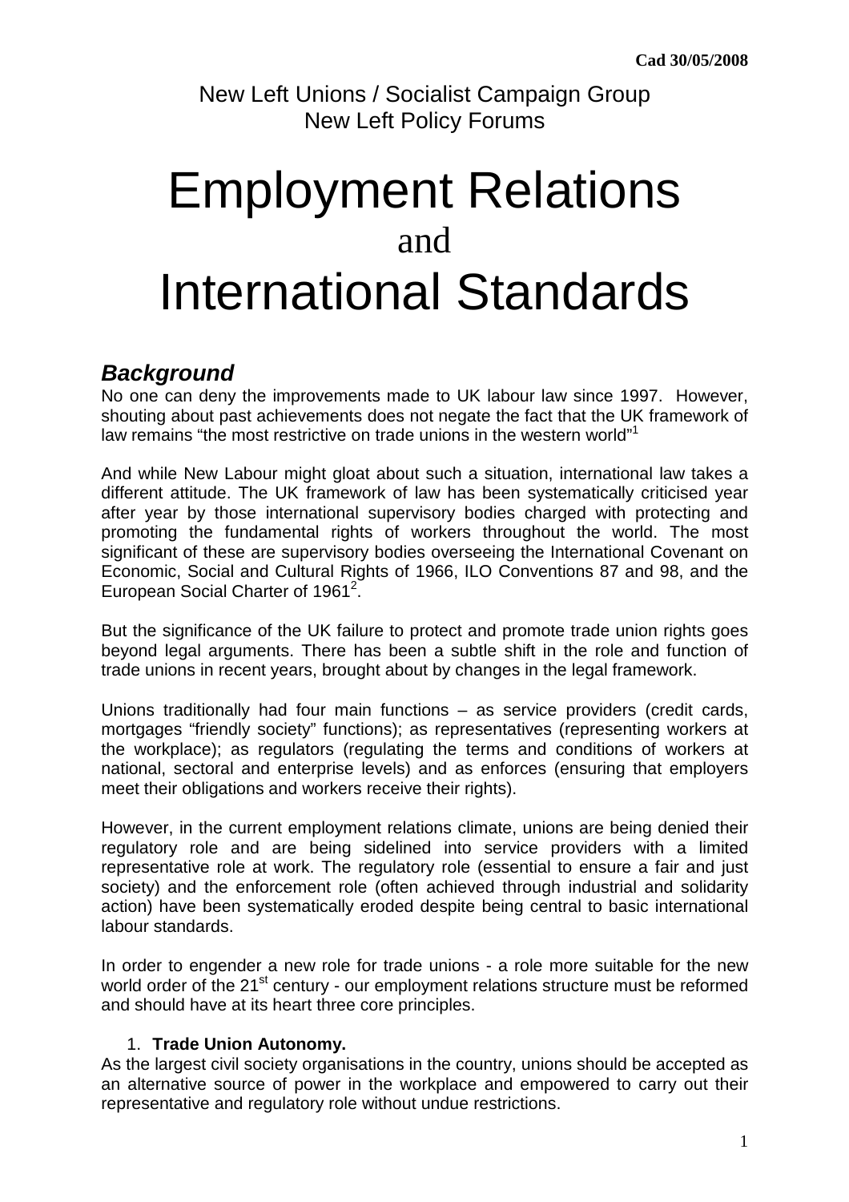Cad 30/05/2008

New Left Unions / Socialist Campaign Group
New Left Policy Forums

# Employment Relations
and
# International Standards

## *Background*

No one can deny the improvements made to UK labour law since 1997. However, shouting about past achievements does not negate the fact that the UK framework of law remains "the most restrictive on trade unions in the western world"[1]

And while New Labour might gloat about such a situation, international law takes a different attitude. The UK framework of law has been systematically criticised year after year by those international supervisory bodies charged with protecting and promoting the fundamental rights of workers throughout the world. The most significant of these are supervisory bodies overseeing the International Covenant on Economic, Social and Cultural Rights of 1966, ILO Conventions 87 and 98, and the European Social Charter of 1961[2].

But the significance of the UK failure to protect and promote trade union rights goes beyond legal arguments. There has been a subtle shift in the role and function of trade unions in recent years, brought about by changes in the legal framework.

Unions traditionally had four main functions – as service providers (credit cards, mortgages "friendly society" functions); as representatives (representing workers at the workplace); as regulators (regulating the terms and conditions of workers at national, sectoral and enterprise levels) and as enforces (ensuring that employers meet their obligations and workers receive their rights).

However, in the current employment relations climate, unions are being denied their regulatory role and are being sidelined into service providers with a limited representative role at work. The regulatory role (essential to ensure a fair and just society) and the enforcement role (often achieved through industrial and solidarity action) have been systematically eroded despite being central to basic international labour standards.

In order to engender a new role for trade unions - a role more suitable for the new world order of the 21st century - our employment relations structure must be reformed and should have at its heart three core principles.

1. **Trade Union Autonomy.**

As the largest civil society organisations in the country, unions should be accepted as an alternative source of power in the workplace and empowered to carry out their representative and regulatory role without undue restrictions.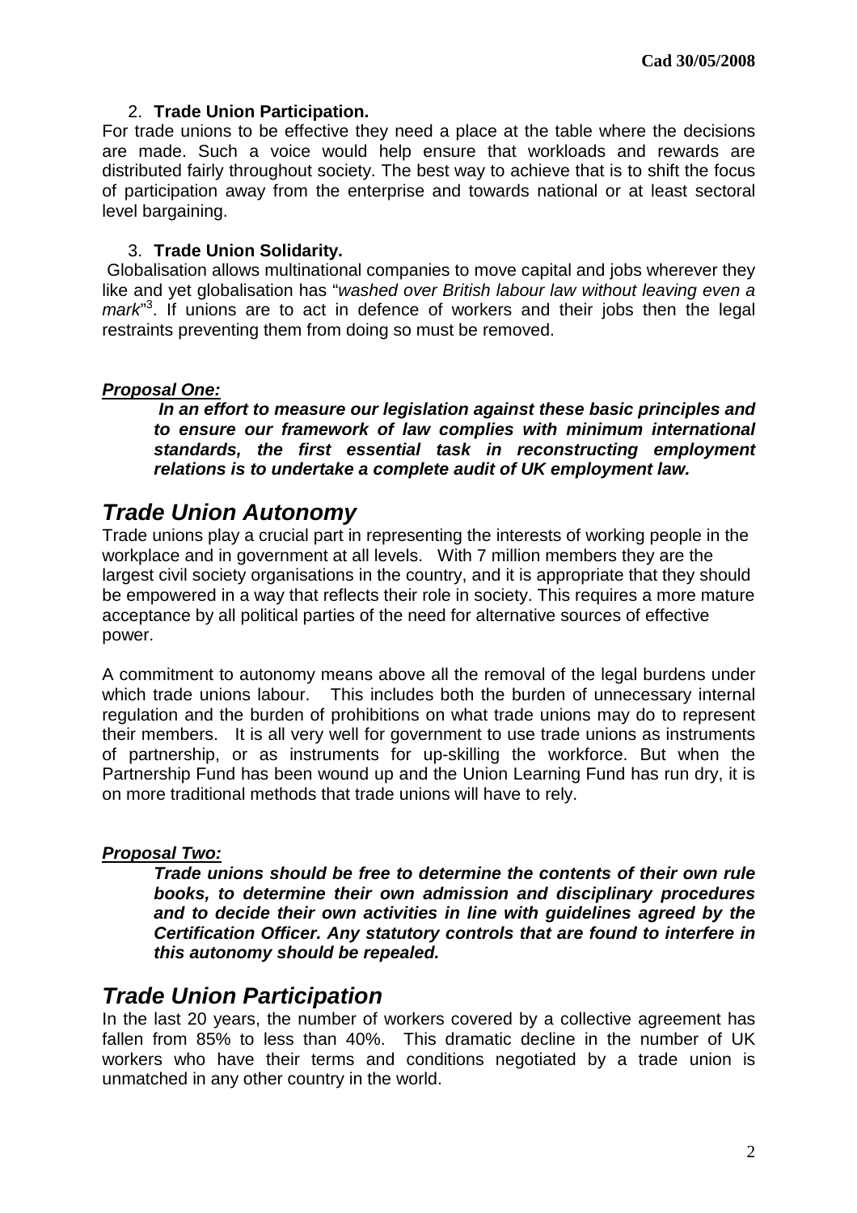2. **Trade Union Participation.**

For trade unions to be effective they need a place at the table where the decisions are made. Such a voice would help ensure that workloads and rewards are distributed fairly throughout society. The best way to achieve that is to shift the focus of participation away from the enterprise and towards national or at least sectoral level bargaining.

3. **Trade Union Solidarity.**

Globalisation allows multinational companies to move capital and jobs wherever they like and yet globalisation has "*washed over British labour law without leaving even a mark*"[3]. If unions are to act in defence of workers and their jobs then the legal restraints preventing them from doing so must be removed.

***Proposal One:***

> ***In an effort to measure our legislation against these basic principles and to ensure our framework of law complies with minimum international standards, the first essential task in reconstructing employment relations is to undertake a complete audit of UK employment law.***

## *Trade Union Autonomy*

Trade unions play a crucial part in representing the interests of working people in the workplace and in government at all levels. With 7 million members they are the largest civil society organisations in the country, and it is appropriate that they should be empowered in a way that reflects their role in society. This requires a more mature acceptance by all political parties of the need for alternative sources of effective power.

A commitment to autonomy means above all the removal of the legal burdens under which trade unions labour. This includes both the burden of unnecessary internal regulation and the burden of prohibitions on what trade unions may do to represent their members. It is all very well for government to use trade unions as instruments of partnership, or as instruments for up-skilling the workforce. But when the Partnership Fund has been wound up and the Union Learning Fund has run dry, it is on more traditional methods that trade unions will have to rely.

***Proposal Two:***

> ***Trade unions should be free to determine the contents of their own rule books, to determine their own admission and disciplinary procedures and to decide their own activities in line with guidelines agreed by the Certification Officer. Any statutory controls that are found to interfere in this autonomy should be repealed.***

## *Trade Union Participation*

In the last 20 years, the number of workers covered by a collective agreement has fallen from 85% to less than 40%. This dramatic decline in the number of UK workers who have their terms and conditions negotiated by a trade union is unmatched in any other country in the world.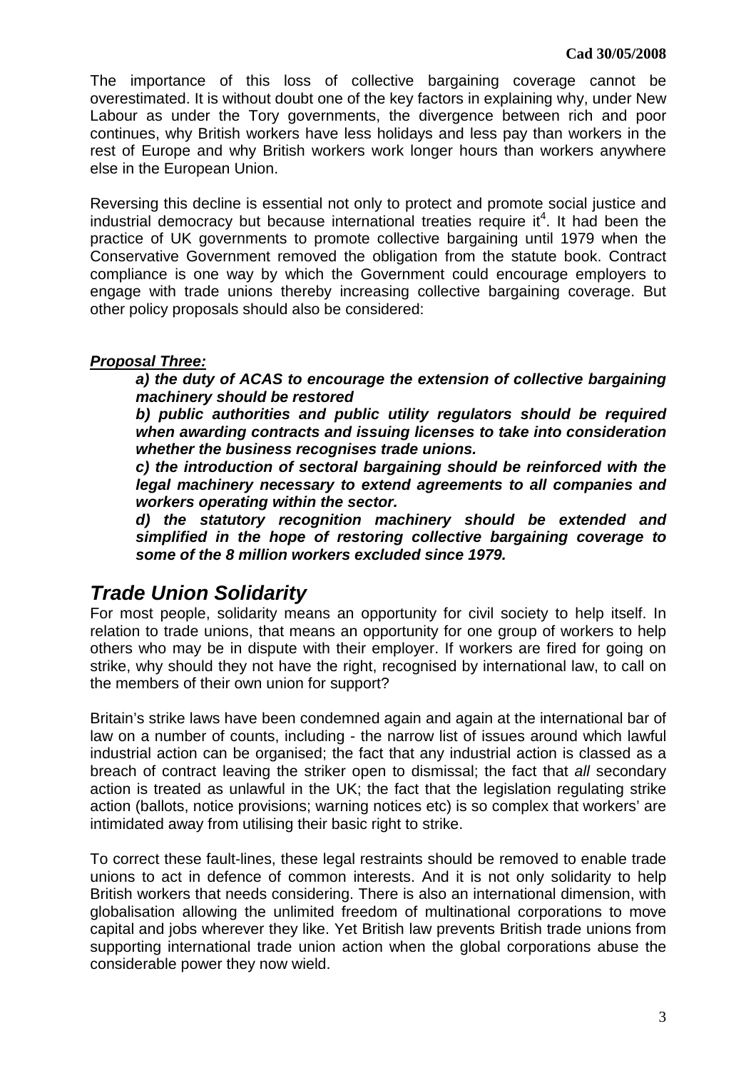The importance of this loss of collective bargaining coverage cannot be overestimated. It is without doubt one of the key factors in explaining why, under New Labour as under the Tory governments, the divergence between rich and poor continues, why British workers have less holidays and less pay than workers in the rest of Europe and why British workers work longer hours than workers anywhere else in the European Union.

Reversing this decline is essential not only to protect and promote social justice and industrial democracy but because international treaties require it[4]. It had been the practice of UK governments to promote collective bargaining until 1979 when the Conservative Government removed the obligation from the statute book. Contract compliance is one way by which the Government could encourage employers to engage with trade unions thereby increasing collective bargaining coverage. But other policy proposals should also be considered:

***Proposal Three:***

> ***a) the duty of ACAS to encourage the extension of collective bargaining machinery should be restored***
>
> ***b) public authorities and public utility regulators should be required when awarding contracts and issuing licenses to take into consideration whether the business recognises trade unions.***
>
> ***c) the introduction of sectoral bargaining should be reinforced with the legal machinery necessary to extend agreements to all companies and workers operating within the sector.***
>
> ***d) the statutory recognition machinery should be extended and simplified in the hope of restoring collective bargaining coverage to some of the 8 million workers excluded since 1979.***

## *Trade Union Solidarity*

For most people, solidarity means an opportunity for civil society to help itself. In relation to trade unions, that means an opportunity for one group of workers to help others who may be in dispute with their employer. If workers are fired for going on strike, why should they not have the right, recognised by international law, to call on the members of their own union for support?

Britain's strike laws have been condemned again and again at the international bar of law on a number of counts, including - the narrow list of issues around which lawful industrial action can be organised; the fact that any industrial action is classed as a breach of contract leaving the striker open to dismissal; the fact that *all* secondary action is treated as unlawful in the UK; the fact that the legislation regulating strike action (ballots, notice provisions; warning notices etc) is so complex that workers' are intimidated away from utilising their basic right to strike.

To correct these fault-lines, these legal restraints should be removed to enable trade unions to act in defence of common interests. And it is not only solidarity to help British workers that needs considering. There is also an international dimension, with globalisation allowing the unlimited freedom of multinational corporations to move capital and jobs wherever they like. Yet British law prevents British trade unions from supporting international trade union action when the global corporations abuse the considerable power they now wield.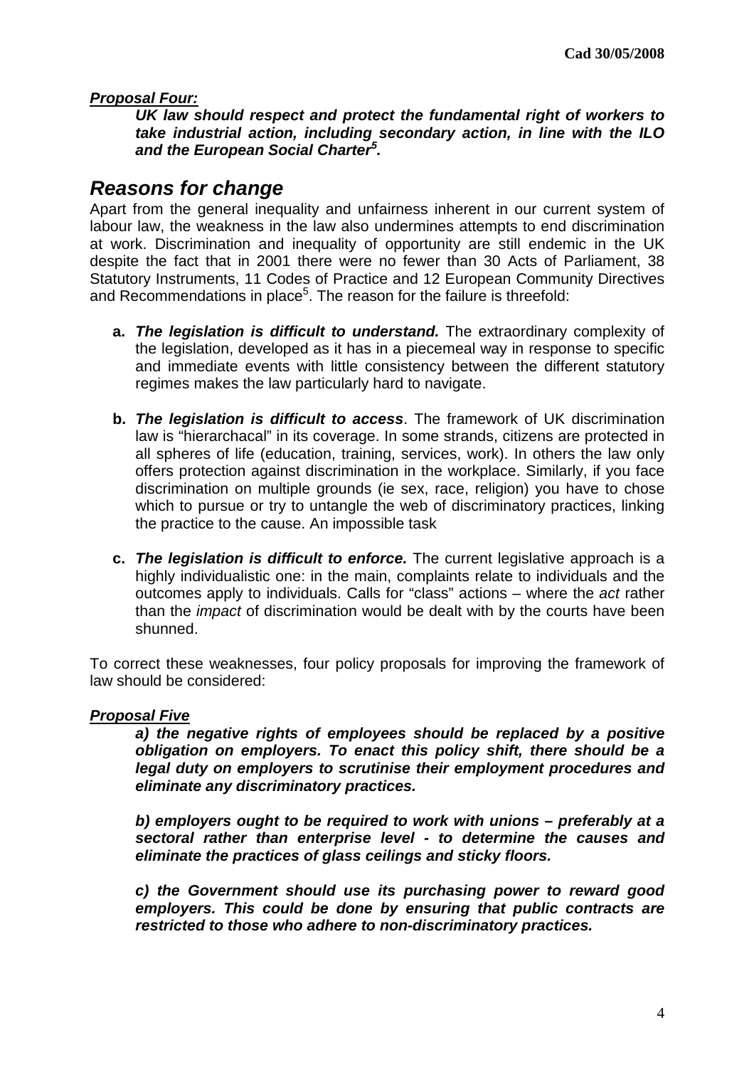***Proposal Four:***

***UK law should respect and protect the fundamental right of workers to take industrial action, including secondary action, in line with the ILO and the European Social Charter[5].***

## *Reasons for change*

Apart from the general inequality and unfairness inherent in our current system of labour law, the weakness in the law also undermines attempts to end discrimination at work. Discrimination and inequality of opportunity are still endemic in the UK despite the fact that in 2001 there were no fewer than 30 Acts of Parliament, 38 Statutory Instruments, 11 Codes of Practice and 12 European Community Directives and Recommendations in place[5]. The reason for the failure is threefold:

- **a.** ***The legislation is difficult to understand.*** The extraordinary complexity of the legislation, developed as it has in a piecemeal way in response to specific and immediate events with little consistency between the different statutory regimes makes the law particularly hard to navigate.

- **b.** ***The legislation is difficult to access***. The framework of UK discrimination law is "hierarchacal" in its coverage. In some strands, citizens are protected in all spheres of life (education, training, services, work). In others the law only offers protection against discrimination in the workplace. Similarly, if you face discrimination on multiple grounds (ie sex, race, religion) you have to chose which to pursue or try to untangle the web of discriminatory practices, linking the practice to the cause. An impossible task

- **c.** ***The legislation is difficult to enforce.*** The current legislative approach is a highly individualistic one: in the main, complaints relate to individuals and the outcomes apply to individuals. Calls for "class" actions – where the *act* rather than the *impact* of discrimination would be dealt with by the courts have been shunned.

To correct these weaknesses, four policy proposals for improving the framework of law should be considered:

***Proposal Five***

***a) the negative rights of employees should be replaced by a positive obligation on employers. To enact this policy shift, there should be a legal duty on employers to scrutinise their employment procedures and eliminate any discriminatory practices.***

***b) employers ought to be required to work with unions – preferably at a sectoral rather than enterprise level - to determine the causes and eliminate the practices of glass ceilings and sticky floors.***

***c) the Government should use its purchasing power to reward good employers. This could be done by ensuring that public contracts are restricted to those who adhere to non-discriminatory practices.***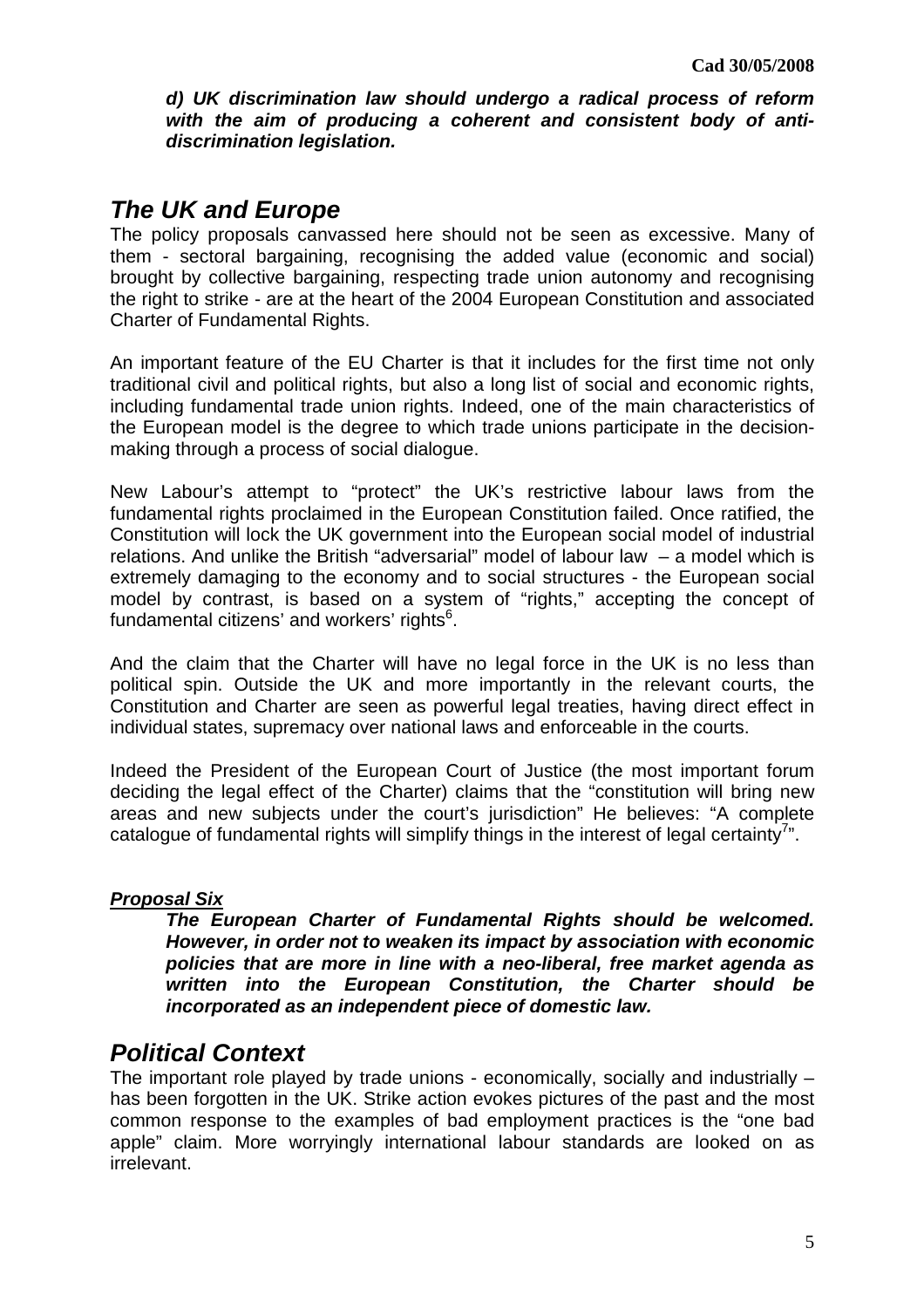***d) UK discrimination law should undergo a radical process of reform with the aim of producing a coherent and consistent body of anti-discrimination legislation.***

## *The UK and Europe*

The policy proposals canvassed here should not be seen as excessive. Many of them - sectoral bargaining, recognising the added value (economic and social) brought by collective bargaining, respecting trade union autonomy and recognising the right to strike - are at the heart of the 2004 European Constitution and associated Charter of Fundamental Rights.

An important feature of the EU Charter is that it includes for the first time not only traditional civil and political rights, but also a long list of social and economic rights, including fundamental trade union rights. Indeed, one of the main characteristics of the European model is the degree to which trade unions participate in the decision-making through a process of social dialogue.

New Labour's attempt to "protect" the UK's restrictive labour laws from the fundamental rights proclaimed in the European Constitution failed. Once ratified, the Constitution will lock the UK government into the European social model of industrial relations. And unlike the British "adversarial" model of labour law – a model which is extremely damaging to the economy and to social structures - the European social model by contrast, is based on a system of "rights," accepting the concept of fundamental citizens' and workers' rights[6].

And the claim that the Charter will have no legal force in the UK is no less than political spin. Outside the UK and more importantly in the relevant courts, the Constitution and Charter are seen as powerful legal treaties, having direct effect in individual states, supremacy over national laws and enforceable in the courts.

Indeed the President of the European Court of Justice (the most important forum deciding the legal effect of the Charter) claims that the "constitution will bring new areas and new subjects under the court's jurisdiction" He believes: "A complete catalogue of fundamental rights will simplify things in the interest of legal certainty[7]".

***<u>Proposal Six</u>***

***The European Charter of Fundamental Rights should be welcomed. However, in order not to weaken its impact by association with economic policies that are more in line with a neo-liberal, free market agenda as written into the European Constitution, the Charter should be incorporated as an independent piece of domestic law.***

## *Political Context*

The important role played by trade unions - economically, socially and industrially – has been forgotten in the UK. Strike action evokes pictures of the past and the most common response to the examples of bad employment practices is the "one bad apple" claim. More worryingly international labour standards are looked on as irrelevant.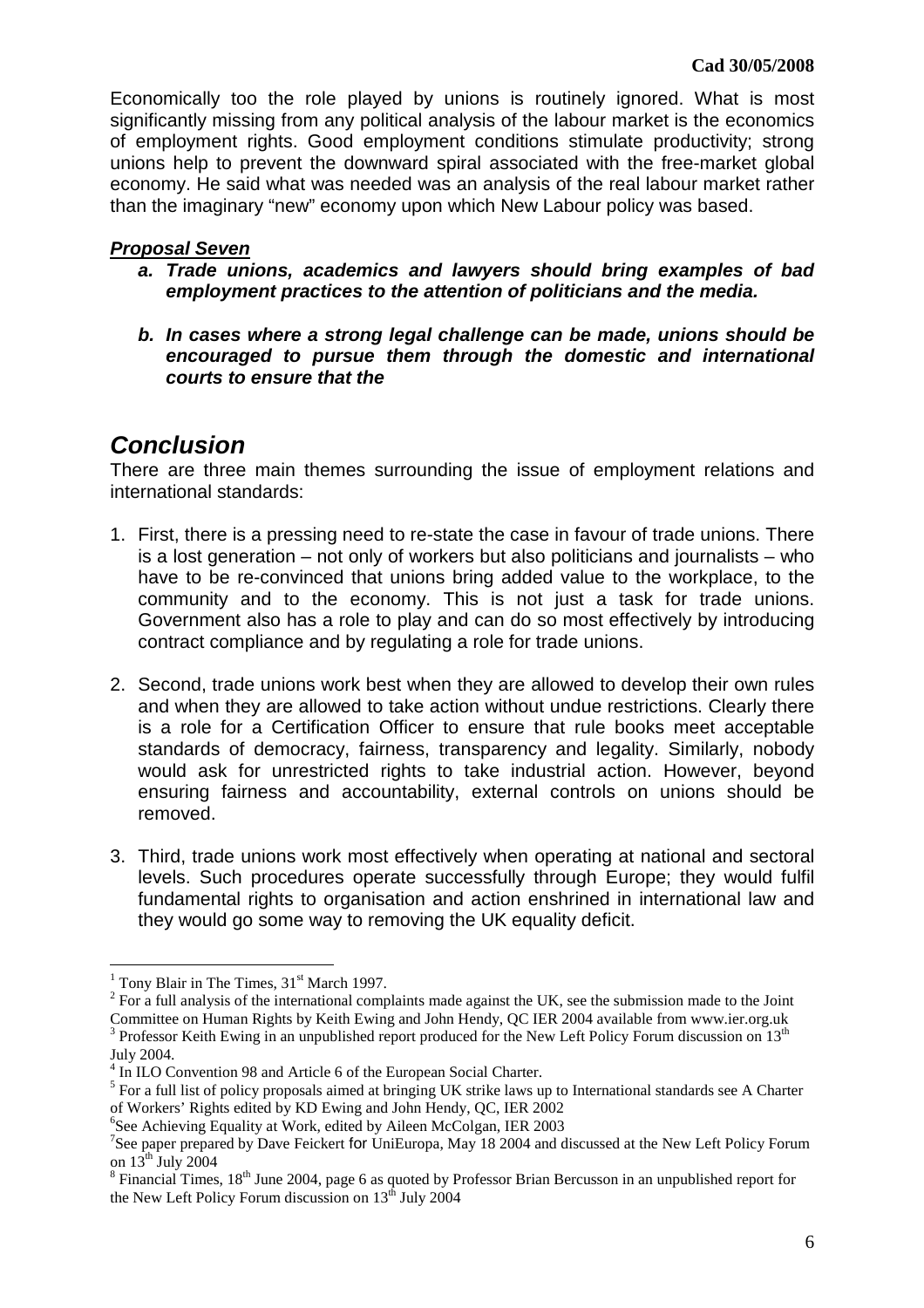Economically too the role played by unions is routinely ignored. What is most significantly missing from any political analysis of the labour market is the economics of employment rights. Good employment conditions stimulate productivity; strong unions help to prevent the downward spiral associated with the free-market global economy. He said what was needed was an analysis of the real labour market rather than the imaginary "new" economy upon which New Labour policy was based.

***Proposal Seven***

- ***a. Trade unions, academics and lawyers should bring examples of bad employment practices to the attention of politicians and the media.***

- ***b. In cases where a strong legal challenge can be made, unions should be encouraged to pursue them through the domestic and international courts to ensure that the***

## *Conclusion*

There are three main themes surrounding the issue of employment relations and international standards:

1. First, there is a pressing need to re-state the case in favour of trade unions. There is a lost generation – not only of workers but also politicians and journalists – who have to be re-convinced that unions bring added value to the workplace, to the community and to the economy. This is not just a task for trade unions. Government also has a role to play and can do so most effectively by introducing contract compliance and by regulating a role for trade unions.

2. Second, trade unions work best when they are allowed to develop their own rules and when they are allowed to take action without undue restrictions. Clearly there is a role for a Certification Officer to ensure that rule books meet acceptable standards of democracy, fairness, transparency and legality. Similarly, nobody would ask for unrestricted rights to take industrial action. However, beyond ensuring fairness and accountability, external controls on unions should be removed.

3. Third, trade unions work most effectively when operating at national and sectoral levels. Such procedures operate successfully through Europe; they would fulfil fundamental rights to organisation and action enshrined in international law and they would go some way to removing the UK equality deficit.

---

[1] Tony Blair in The Times, 31st March 1997.

[2] For a full analysis of the international complaints made against the UK, see the submission made to the Joint Committee on Human Rights by Keith Ewing and John Hendy, QC IER 2004 available from www.ier.org.uk

[3] Professor Keith Ewing in an unpublished report produced for the New Left Policy Forum discussion on 13th July 2004.

[4] In ILO Convention 98 and Article 6 of the European Social Charter.

[5] For a full list of policy proposals aimed at bringing UK strike laws up to International standards see A Charter of Workers' Rights edited by KD Ewing and John Hendy, QC, IER 2002

[6] See Achieving Equality at Work, edited by Aileen McColgan, IER 2003

[7] See paper prepared by Dave Feickert for UniEuropa, May 18 2004 and discussed at the New Left Policy Forum on 13th July 2004

[8] Financial Times, 18th June 2004, page 6 as quoted by Professor Brian Bercusson in an unpublished report for the New Left Policy Forum discussion on 13th July 2004